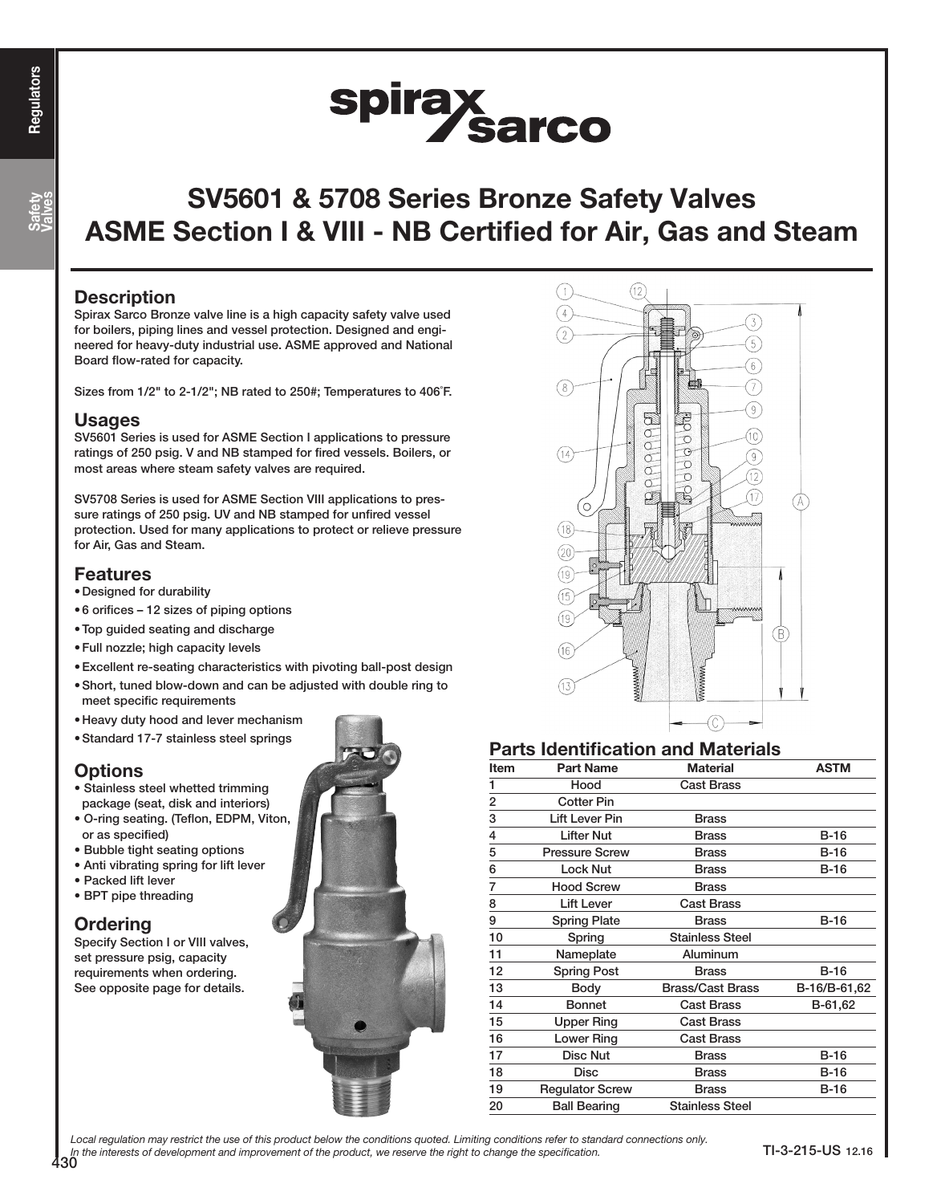# SV5601 & 5708 Series Bronze Safety Valves
# ASME Section I & VIII - NB Certified for Air, Gas and Steam

## Description

Spirax Sarco Bronze valve line is a high capacity safety valve used for boilers, piping lines and vessel protection. Designed and engineered for heavy-duty industrial use. ASME approved and National Board flow-rated for capacity.

Sizes from 1/2" to 2-1/2"; NB rated to 250#; Temperatures to 406°F.

## Usages

SV5601 Series is used for ASME Section I applications to pressure ratings of 250 psig. V and NB stamped for fired vessels. Boilers, or most areas where steam safety valves are required.

SV5708 Series is used for ASME Section VIII applications to pressure ratings of 250 psig. UV and NB stamped for unfired vessel protection. Used for many applications to protect or relieve pressure for Air, Gas and Steam.

## Features

- Designed for durability
- 6 orifices – 12 sizes of piping options
- Top guided seating and discharge
- Full nozzle; high capacity levels
- Excellent re-seating characteristics with pivoting ball-post design
- Short, tuned blow-down and can be adjusted with double ring to meet specific requirements
- Heavy duty hood and lever mechanism
- Standard 17-7 stainless steel springs

## Options

- Stainless steel whetted trimming package (seat, disk and interiors)
- O-ring seating. (Teflon, EDPM, Viton, or as specified)
- Bubble tight seating options
- Anti vibrating spring for lift lever
- Packed lift lever
- BPT pipe threading

## Ordering

Specify Section I or VIII valves, set pressure psig, capacity requirements when ordering. See opposite page for details.

## Parts Identification and Materials

| Item | Part Name | Material | ASTM |
|---|---|---|---|
| 1 | Hood | Cast Brass | |
| 2 | Cotter Pin | | |
| 3 | Lift Lever Pin | Brass | |
| 4 | Lifter Nut | Brass | B-16 |
| 5 | Pressure Screw | Brass | B-16 |
| 6 | Lock Nut | Brass | B-16 |
| 7 | Hood Screw | Brass | |
| 8 | Lift Lever | Cast Brass | |
| 9 | Spring Plate | Brass | B-16 |
| 10 | Spring | Stainless Steel | |
| 11 | Nameplate | Aluminum | |
| 12 | Spring Post | Brass | B-16 |
| 13 | Body | Brass/Cast Brass | B-16/B-61,62 |
| 14 | Bonnet | Cast Brass | B-61,62 |
| 15 | Upper Ring | Cast Brass | |
| 16 | Lower Ring | Cast Brass | |
| 17 | Disc Nut | Brass | B-16 |
| 18 | Disc | Brass | B-16 |
| 19 | Regulator Screw | Brass | B-16 |
| 20 | Ball Bearing | Stainless Steel | |

*Local regulation may restrict the use of this product below the conditions quoted. Limiting conditions refer to standard connections only.*
*In the interests of development and improvement of the product, we reserve the right to change the specification.*

TI-3-215-US 12.16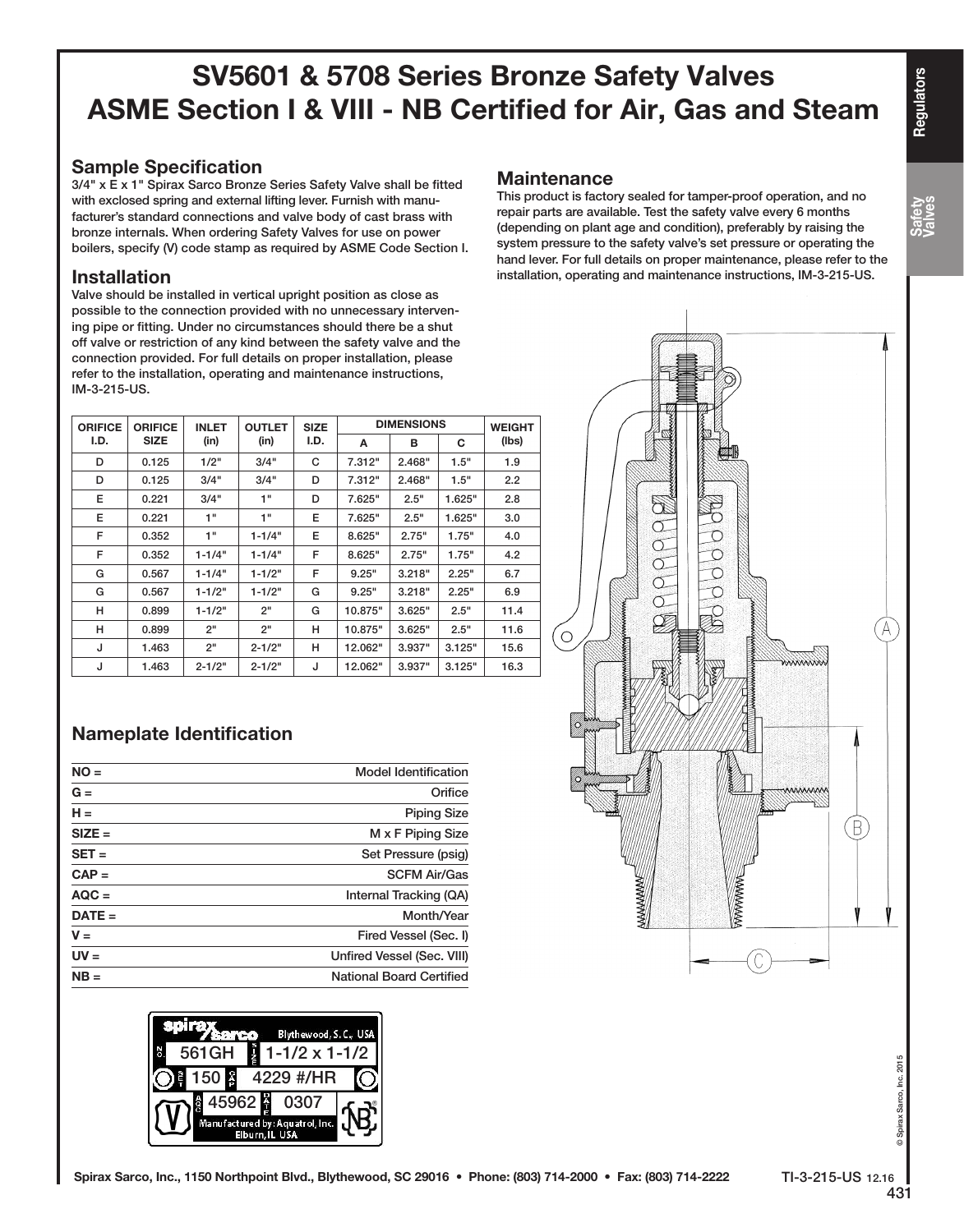# SV5601 & 5708 Series Bronze Safety Valves
# ASME Section I & VIII - NB Certified for Air, Gas and Steam

## Sample Specification

3/4" x E x 1" Spirax Sarco Bronze Series Safety Valve shall be fitted with exclosed spring and external lifting lever. Furnish with manufacturer's standard connections and valve body of cast brass with bronze internals. When ordering Safety Valves for use on power boilers, specify (V) code stamp as required by ASME Code Section I.

## Installation

Valve should be installed in vertical upright position as close as possible to the connection provided with no unnecessary intervening pipe or fitting. Under no circumstances should there be a shut off valve or restriction of any kind between the safety valve and the connection provided. For full details on proper installation, please refer to the installation, operating and maintenance instructions, IM-3-215-US.

## Maintenance

This product is factory sealed for tamper-proof operation, and no repair parts are available. Test the safety valve every 6 months (depending on plant age and condition), preferably by raising the system pressure to the safety valve's set pressure or operating the hand lever. For full details on proper maintenance, please refer to the installation, operating and maintenance instructions, IM-3-215-US.

| ORIFICE I.D. | ORIFICE SIZE | INLET (in) | OUTLET (in) | SIZE I.D. | DIMENSIONS | | | WEIGHT (lbs) |
|---|---|---|---|---|---|---|---|---|
| | | | | | A | B | C | |
| D | 0.125 | 1/2" | 3/4" | C | 7.312" | 2.468" | 1.5" | 1.9 |
| D | 0.125 | 3/4" | 3/4" | D | 7.312" | 2.468" | 1.5" | 2.2 |
| E | 0.221 | 3/4" | 1" | D | 7.625" | 2.5" | 1.625" | 2.8 |
| E | 0.221 | 1" | 1" | E | 7.625" | 2.5" | 1.625" | 3.0 |
| F | 0.352 | 1" | 1-1/4" | E | 8.625" | 2.75" | 1.75" | 4.0 |
| F | 0.352 | 1-1/4" | 1-1/4" | F | 8.625" | 2.75" | 1.75" | 4.2 |
| G | 0.567 | 1-1/4" | 1-1/2" | F | 9.25" | 3.218" | 2.25" | 6.7 |
| G | 0.567 | 1-1/2" | 1-1/2" | G | 9.25" | 3.218" | 2.25" | 6.9 |
| H | 0.899 | 1-1/2" | 2" | G | 10.875" | 3.625" | 2.5" | 11.4 |
| H | 0.899 | 2" | 2" | H | 10.875" | 3.625" | 2.5" | 11.6 |
| J | 1.463 | 2" | 2-1/2" | H | 12.062" | 3.937" | 3.125" | 15.6 |
| J | 1.463 | 2-1/2" | 2-1/2" | J | 12.062" | 3.937" | 3.125" | 16.3 |

## Nameplate Identification

| | |
|---|---|
| NO = | Model Identification |
| G = | Orifice |
| H = | Piping Size |
| SIZE = | M x F Piping Size |
| SET = | Set Pressure (psig) |
| CAP = | SCFM Air/Gas |
| AQC = | Internal Tracking (QA) |
| DATE = | Month/Year |
| V = | Fired Vessel (Sec. I) |
| UV = | Unfired Vessel (Sec. VIII) |
| NB = | National Board Certified |

spirax sarco Blythewood, S.C., USA
NO. 561GH SIZE 1-1/2 x 1-1/2
SET 150 CAP 4229 #/HR
AQC 45962 DATE 0307
V Manufactured by: Aquatrol, Inc. Elburn, IL USA NB

Spirax Sarco, Inc., 1150 Northpoint Blvd., Blythewood, SC 29016 • Phone: (803) 714-2000 • Fax: (803) 714-2222

TI-3-215-US 12.16

© Spirax Sarco, Inc. 2015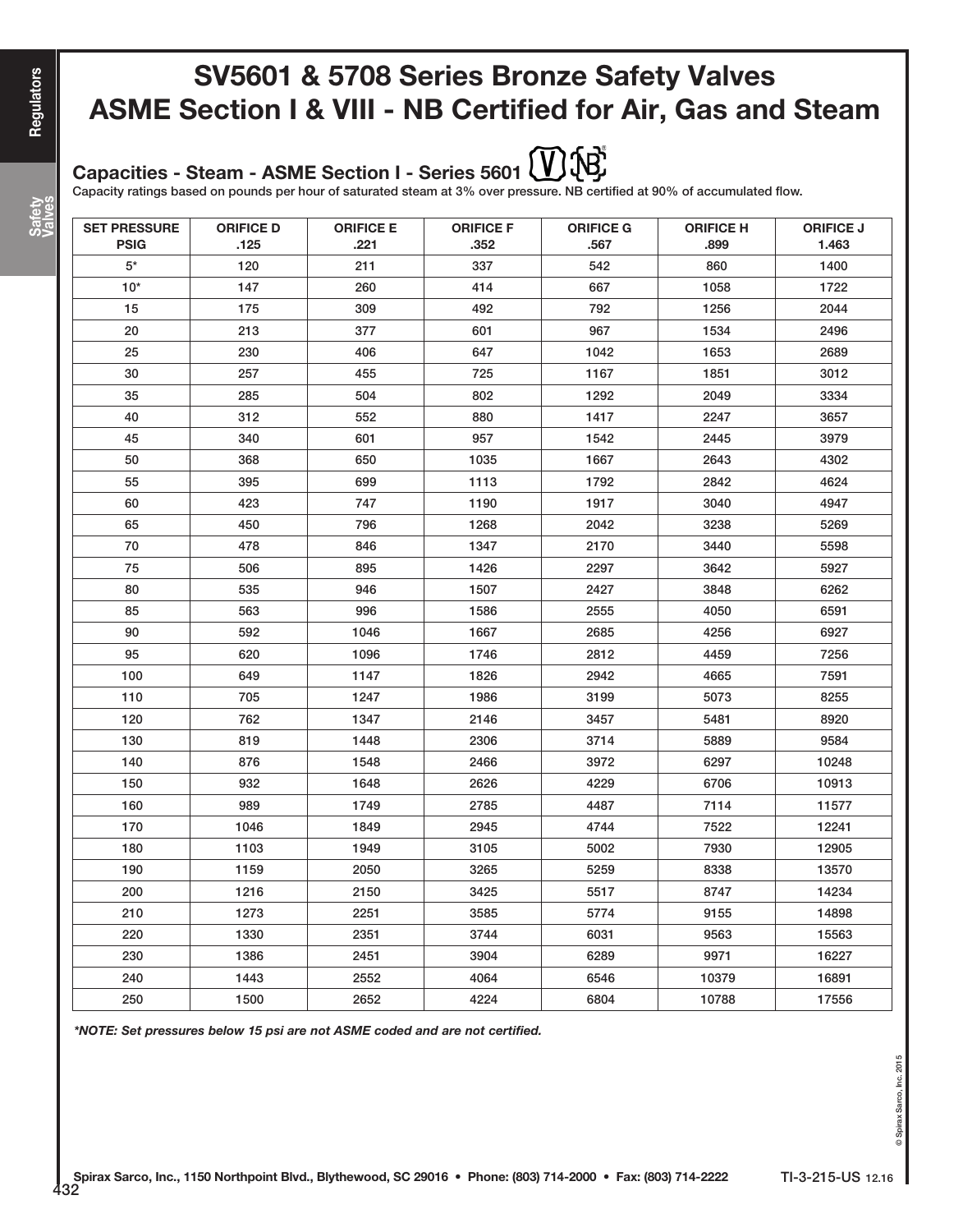# SV5601 & 5708 Series Bronze Safety Valves ASME Section I & VIII - NB Certified for Air, Gas and Steam

## Capacities - Steam - ASME Section I - Series 5601

Capacity ratings based on pounds per hour of saturated steam at 3% over pressure. NB certified at 90% of accumulated flow.

| SET PRESSURE PSIG | ORIFICE D .125 | ORIFICE E .221 | ORIFICE F .352 | ORIFICE G .567 | ORIFICE H .899 | ORIFICE J 1.463 |
|---|---|---|---|---|---|---|
| 5* | 120 | 211 | 337 | 542 | 860 | 1400 |
| 10* | 147 | 260 | 414 | 667 | 1058 | 1722 |
| 15 | 175 | 309 | 492 | 792 | 1256 | 2044 |
| 20 | 213 | 377 | 601 | 967 | 1534 | 2496 |
| 25 | 230 | 406 | 647 | 1042 | 1653 | 2689 |
| 30 | 257 | 455 | 725 | 1167 | 1851 | 3012 |
| 35 | 285 | 504 | 802 | 1292 | 2049 | 3334 |
| 40 | 312 | 552 | 880 | 1417 | 2247 | 3657 |
| 45 | 340 | 601 | 957 | 1542 | 2445 | 3979 |
| 50 | 368 | 650 | 1035 | 1667 | 2643 | 4302 |
| 55 | 395 | 699 | 1113 | 1792 | 2842 | 4624 |
| 60 | 423 | 747 | 1190 | 1917 | 3040 | 4947 |
| 65 | 450 | 796 | 1268 | 2042 | 3238 | 5269 |
| 70 | 478 | 846 | 1347 | 2170 | 3440 | 5598 |
| 75 | 506 | 895 | 1426 | 2297 | 3642 | 5927 |
| 80 | 535 | 946 | 1507 | 2427 | 3848 | 6262 |
| 85 | 563 | 996 | 1586 | 2555 | 4050 | 6591 |
| 90 | 592 | 1046 | 1667 | 2685 | 4256 | 6927 |
| 95 | 620 | 1096 | 1746 | 2812 | 4459 | 7256 |
| 100 | 649 | 1147 | 1826 | 2942 | 4665 | 7591 |
| 110 | 705 | 1247 | 1986 | 3199 | 5073 | 8255 |
| 120 | 762 | 1347 | 2146 | 3457 | 5481 | 8920 |
| 130 | 819 | 1448 | 2306 | 3714 | 5889 | 9584 |
| 140 | 876 | 1548 | 2466 | 3972 | 6297 | 10248 |
| 150 | 932 | 1648 | 2626 | 4229 | 6706 | 10913 |
| 160 | 989 | 1749 | 2785 | 4487 | 7114 | 11577 |
| 170 | 1046 | 1849 | 2945 | 4744 | 7522 | 12241 |
| 180 | 1103 | 1949 | 3105 | 5002 | 7930 | 12905 |
| 190 | 1159 | 2050 | 3265 | 5259 | 8338 | 13570 |
| 200 | 1216 | 2150 | 3425 | 5517 | 8747 | 14234 |
| 210 | 1273 | 2251 | 3585 | 5774 | 9155 | 14898 |
| 220 | 1330 | 2351 | 3744 | 6031 | 9563 | 15563 |
| 230 | 1386 | 2451 | 3904 | 6289 | 9971 | 16227 |
| 240 | 1443 | 2552 | 4064 | 6546 | 10379 | 16891 |
| 250 | 1500 | 2652 | 4224 | 6804 | 10788 | 17556 |

***NOTE: Set pressures below 15 psi are not ASME coded and are not certified.***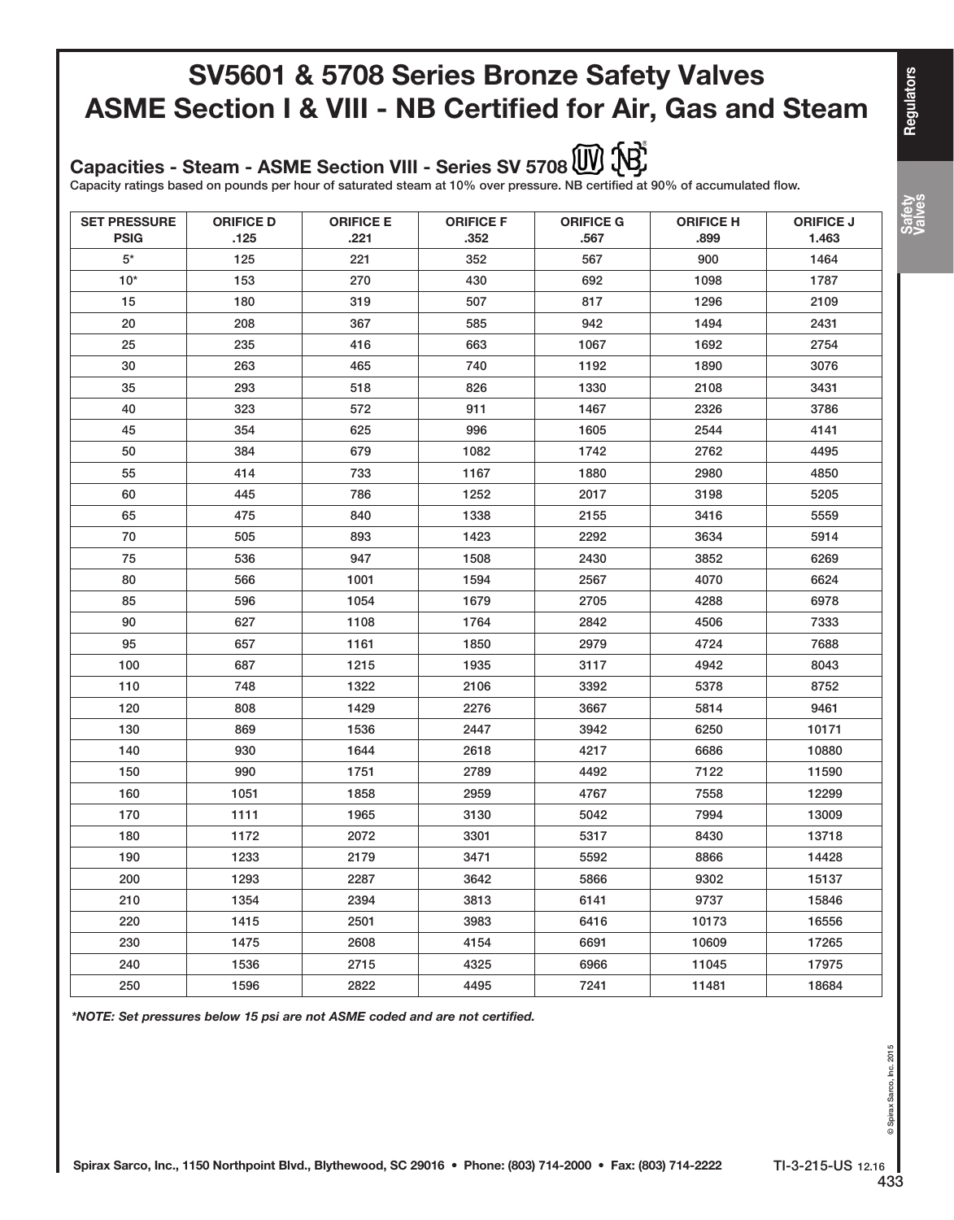# SV5601 & 5708 Series Bronze Safety Valves ASME Section I & VIII - NB Certified for Air, Gas and Steam

## Capacities - Steam - ASME Section VIII - Series SV 5708

Capacity ratings based on pounds per hour of saturated steam at 10% over pressure. NB certified at 90% of accumulated flow.

| SET PRESSURE PSIG | ORIFICE D .125 | ORIFICE E .221 | ORIFICE F .352 | ORIFICE G .567 | ORIFICE H .899 | ORIFICE J 1.463 |
|---|---|---|---|---|---|---|
| 5* | 125 | 221 | 352 | 567 | 900 | 1464 |
| 10* | 153 | 270 | 430 | 692 | 1098 | 1787 |
| 15 | 180 | 319 | 507 | 817 | 1296 | 2109 |
| 20 | 208 | 367 | 585 | 942 | 1494 | 2431 |
| 25 | 235 | 416 | 663 | 1067 | 1692 | 2754 |
| 30 | 263 | 465 | 740 | 1192 | 1890 | 3076 |
| 35 | 293 | 518 | 826 | 1330 | 2108 | 3431 |
| 40 | 323 | 572 | 911 | 1467 | 2326 | 3786 |
| 45 | 354 | 625 | 996 | 1605 | 2544 | 4141 |
| 50 | 384 | 679 | 1082 | 1742 | 2762 | 4495 |
| 55 | 414 | 733 | 1167 | 1880 | 2980 | 4850 |
| 60 | 445 | 786 | 1252 | 2017 | 3198 | 5205 |
| 65 | 475 | 840 | 1338 | 2155 | 3416 | 5559 |
| 70 | 505 | 893 | 1423 | 2292 | 3634 | 5914 |
| 75 | 536 | 947 | 1508 | 2430 | 3852 | 6269 |
| 80 | 566 | 1001 | 1594 | 2567 | 4070 | 6624 |
| 85 | 596 | 1054 | 1679 | 2705 | 4288 | 6978 |
| 90 | 627 | 1108 | 1764 | 2842 | 4506 | 7333 |
| 95 | 657 | 1161 | 1850 | 2979 | 4724 | 7688 |
| 100 | 687 | 1215 | 1935 | 3117 | 4942 | 8043 |
| 110 | 748 | 1322 | 2106 | 3392 | 5378 | 8752 |
| 120 | 808 | 1429 | 2276 | 3667 | 5814 | 9461 |
| 130 | 869 | 1536 | 2447 | 3942 | 6250 | 10171 |
| 140 | 930 | 1644 | 2618 | 4217 | 6686 | 10880 |
| 150 | 990 | 1751 | 2789 | 4492 | 7122 | 11590 |
| 160 | 1051 | 1858 | 2959 | 4767 | 7558 | 12299 |
| 170 | 1111 | 1965 | 3130 | 5042 | 7994 | 13009 |
| 180 | 1172 | 2072 | 3301 | 5317 | 8430 | 13718 |
| 190 | 1233 | 2179 | 3471 | 5592 | 8866 | 14428 |
| 200 | 1293 | 2287 | 3642 | 5866 | 9302 | 15137 |
| 210 | 1354 | 2394 | 3813 | 6141 | 9737 | 15846 |
| 220 | 1415 | 2501 | 3983 | 6416 | 10173 | 16556 |
| 230 | 1475 | 2608 | 4154 | 6691 | 10609 | 17265 |
| 240 | 1536 | 2715 | 4325 | 6966 | 11045 | 17975 |
| 250 | 1596 | 2822 | 4495 | 7241 | 11481 | 18684 |

***NOTE: Set pressures below 15 psi are not ASME coded and are not certified.***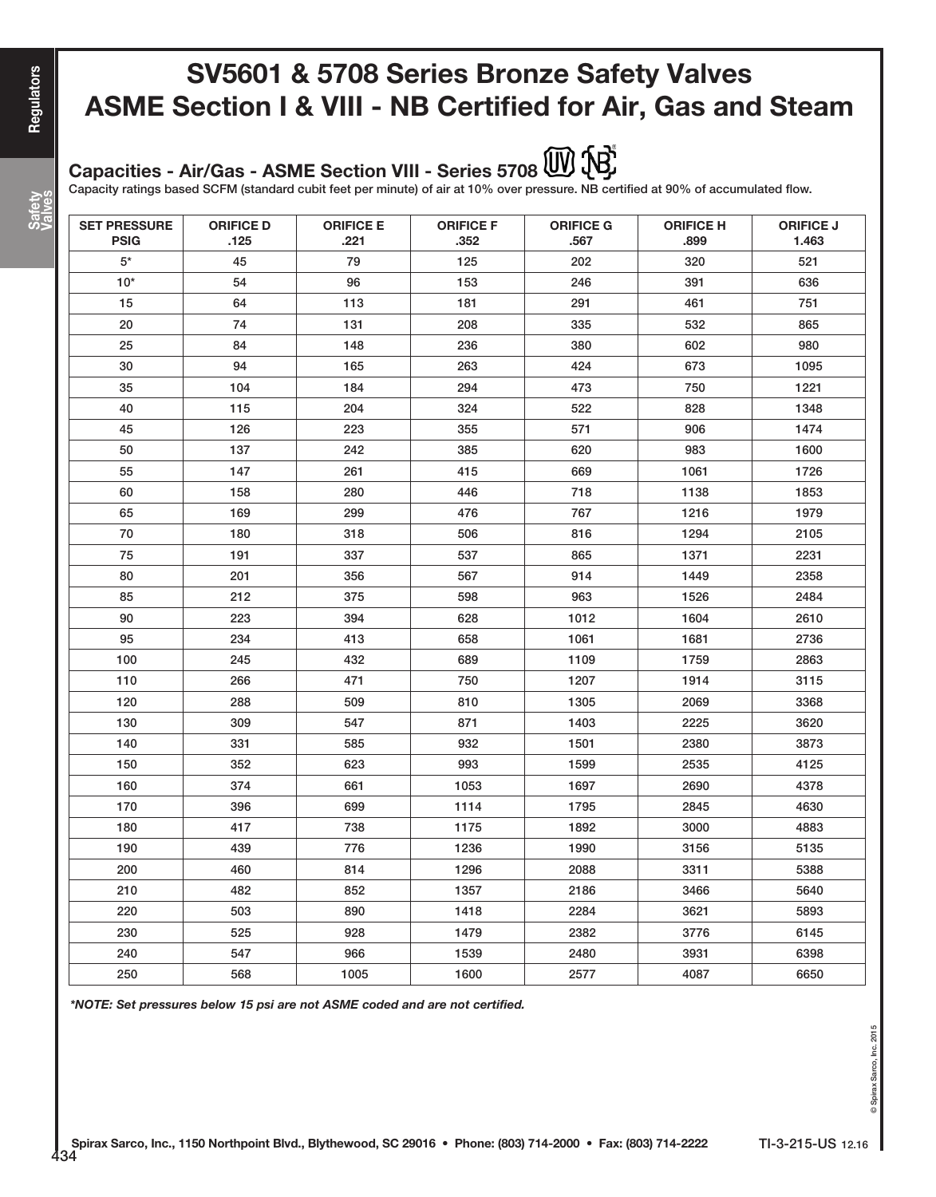# SV5601 & 5708 Series Bronze Safety Valves
# ASME Section I & VIII - NB Certified for Air, Gas and Steam

## Capacities - Air/Gas - ASME Section VIII - Series 5708

Capacity ratings based SCFM (standard cubit feet per minute) of air at 10% over pressure. NB certified at 90% of accumulated flow.

| SET PRESSURE PSIG | ORIFICE D .125 | ORIFICE E .221 | ORIFICE F .352 | ORIFICE G .567 | ORIFICE H .899 | ORIFICE J 1.463 |
|---|---|---|---|---|---|---|
| 5* | 45 | 79 | 125 | 202 | 320 | 521 |
| 10* | 54 | 96 | 153 | 246 | 391 | 636 |
| 15 | 64 | 113 | 181 | 291 | 461 | 751 |
| 20 | 74 | 131 | 208 | 335 | 532 | 865 |
| 25 | 84 | 148 | 236 | 380 | 602 | 980 |
| 30 | 94 | 165 | 263 | 424 | 673 | 1095 |
| 35 | 104 | 184 | 294 | 473 | 750 | 1221 |
| 40 | 115 | 204 | 324 | 522 | 828 | 1348 |
| 45 | 126 | 223 | 355 | 571 | 906 | 1474 |
| 50 | 137 | 242 | 385 | 620 | 983 | 1600 |
| 55 | 147 | 261 | 415 | 669 | 1061 | 1726 |
| 60 | 158 | 280 | 446 | 718 | 1138 | 1853 |
| 65 | 169 | 299 | 476 | 767 | 1216 | 1979 |
| 70 | 180 | 318 | 506 | 816 | 1294 | 2105 |
| 75 | 191 | 337 | 537 | 865 | 1371 | 2231 |
| 80 | 201 | 356 | 567 | 914 | 1449 | 2358 |
| 85 | 212 | 375 | 598 | 963 | 1526 | 2484 |
| 90 | 223 | 394 | 628 | 1012 | 1604 | 2610 |
| 95 | 234 | 413 | 658 | 1061 | 1681 | 2736 |
| 100 | 245 | 432 | 689 | 1109 | 1759 | 2863 |
| 110 | 266 | 471 | 750 | 1207 | 1914 | 3115 |
| 120 | 288 | 509 | 810 | 1305 | 2069 | 3368 |
| 130 | 309 | 547 | 871 | 1403 | 2225 | 3620 |
| 140 | 331 | 585 | 932 | 1501 | 2380 | 3873 |
| 150 | 352 | 623 | 993 | 1599 | 2535 | 4125 |
| 160 | 374 | 661 | 1053 | 1697 | 2690 | 4378 |
| 170 | 396 | 699 | 1114 | 1795 | 2845 | 4630 |
| 180 | 417 | 738 | 1175 | 1892 | 3000 | 4883 |
| 190 | 439 | 776 | 1236 | 1990 | 3156 | 5135 |
| 200 | 460 | 814 | 1296 | 2088 | 3311 | 5388 |
| 210 | 482 | 852 | 1357 | 2186 | 3466 | 5640 |
| 220 | 503 | 890 | 1418 | 2284 | 3621 | 5893 |
| 230 | 525 | 928 | 1479 | 2382 | 3776 | 6145 |
| 240 | 547 | 966 | 1539 | 2480 | 3931 | 6398 |
| 250 | 568 | 1005 | 1600 | 2577 | 4087 | 6650 |

***NOTE: Set pressures below 15 psi are not ASME coded and are not certified.***

Spirax Sarco, Inc., 1150 Northpoint Blvd., Blythewood, SC 29016 • Phone: (803) 714-2000 • Fax: (803) 714-2222

TI-3-215-US 12.16

© Spirax Sarco, Inc. 2015